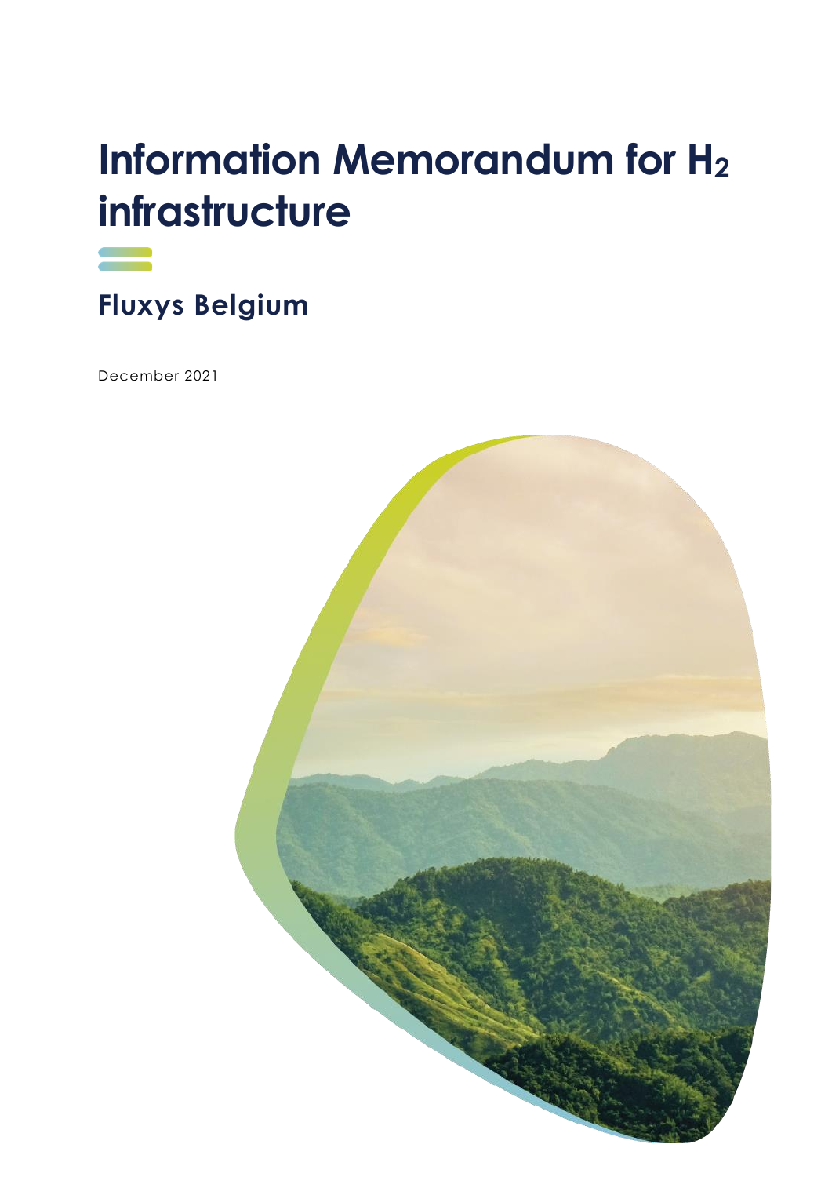# Information Memorandum for $H_2$ infrastructure

## Fluxys Belgium

December 2021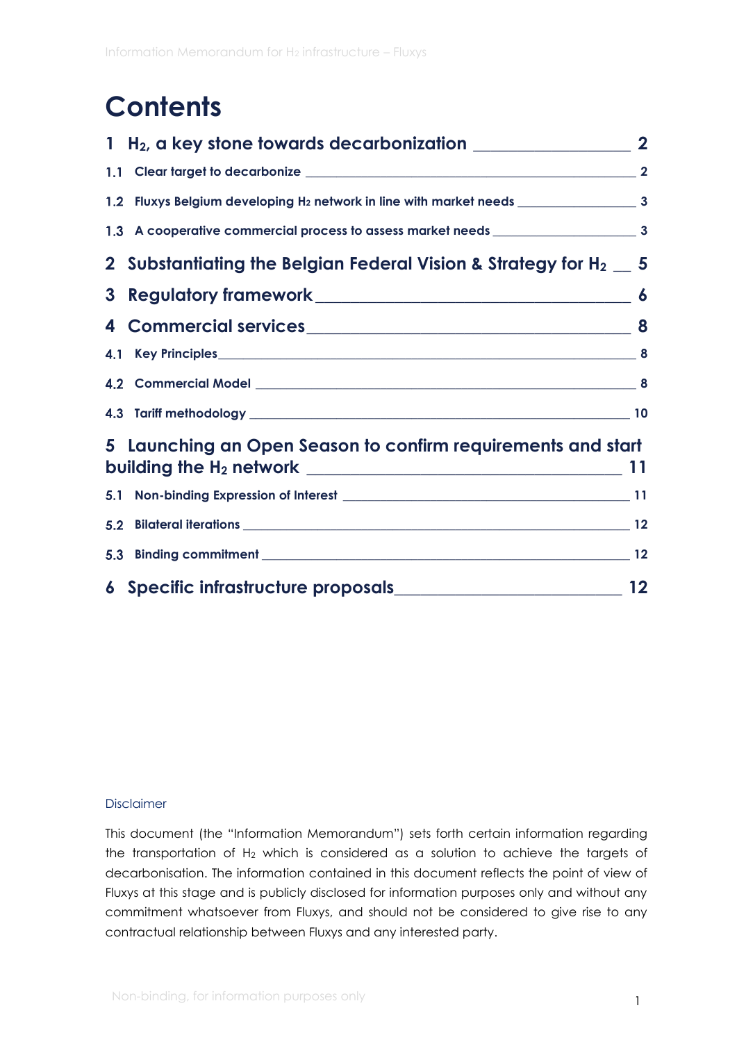# Contents

1 $H_2$, a key stone towards decarbonization ____ 2

1.1 Clear target to decarbonize ____ 2

1.2 Fluxys Belgium developing $H_2$ network in line with market needs ____ 3

1.3 A cooperative commercial process to assess market needs ____ 3

2 Substantiating the Belgian Federal Vision & Strategy for $H_2$ ____ 5

3 Regulatory framework ____ 6

4 Commercial services ____ 8

4.1 Key Principles ____ 8

4.2 Commercial Model ____ 8

4.3 Tariff methodology ____ 10

5 Launching an Open Season to confirm requirements and start building the $H_2$ network ____ 11

5.1 Non-binding Expression of Interest ____ 11

5.2 Bilateral iterations ____ 12

5.3 Binding commitment ____ 12

6 Specific infrastructure proposals ____ 12

Disclaimer

This document (the "Information Memorandum") sets forth certain information regarding the transportation of $H_2$ which is considered as a solution to achieve the targets of decarbonisation. The information contained in this document reflects the point of view of Fluxys at this stage and is publicly disclosed for information purposes only and without any commitment whatsoever from Fluxys, and should not be considered to give rise to any contractual relationship between Fluxys and any interested party.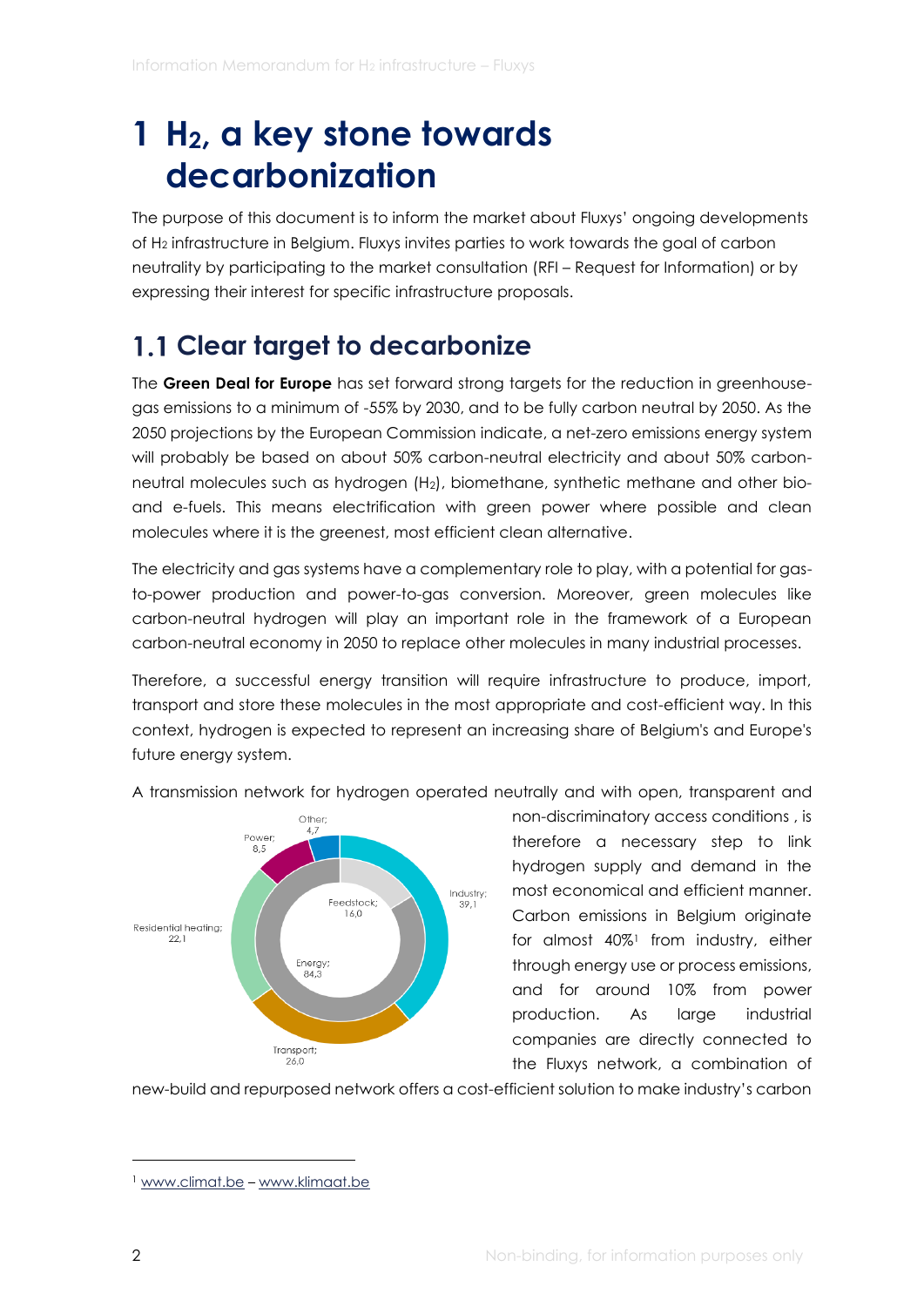# 1 $H_2$, a key stone towards decarbonization

The purpose of this document is to inform the market about Fluxys' ongoing developments of $H_2$ infrastructure in Belgium. Fluxys invites parties to work towards the goal of carbon neutrality by participating to the market consultation (RFI – Request for Information) or by expressing their interest for specific infrastructure proposals.

## 1.1 Clear target to decarbonize

The **Green Deal for Europe** has set forward strong targets for the reduction in greenhouse-gas emissions to a minimum of -55% by 2030, and to be fully carbon neutral by 2050. As the 2050 projections by the European Commission indicate, a net-zero emissions energy system will probably be based on about 50% carbon-neutral electricity and about 50% carbon-neutral molecules such as hydrogen ($H_2$), biomethane, synthetic methane and other bio- and e-fuels. This means electrification with green power where possible and clean molecules where it is the greenest, most efficient clean alternative.

The electricity and gas systems have a complementary role to play, with a potential for gas-to-power production and power-to-gas conversion. Moreover, green molecules like carbon-neutral hydrogen will play an important role in the framework of a European carbon-neutral economy in 2050 to replace other molecules in many industrial processes.

Therefore, a successful energy transition will require infrastructure to produce, import, transport and store these molecules in the most appropriate and cost-efficient way. In this context, hydrogen is expected to represent an increasing share of Belgium's and Europe's future energy system.

A transmission network for hydrogen operated neutrally and with open, transparent and non-discriminatory access conditions , is therefore a necessary step to link hydrogen supply and demand in the most economical and efficient manner. Carbon emissions in Belgium originate for almost 40%[1] from industry, either through energy use or process emissions, and for around 10% from power production. As large industrial companies are directly connected to the Fluxys network, a combination of new-build and repurposed network offers a cost-efficient solution to make industry's carbon

[1] www.climat.be – www.klimaat.be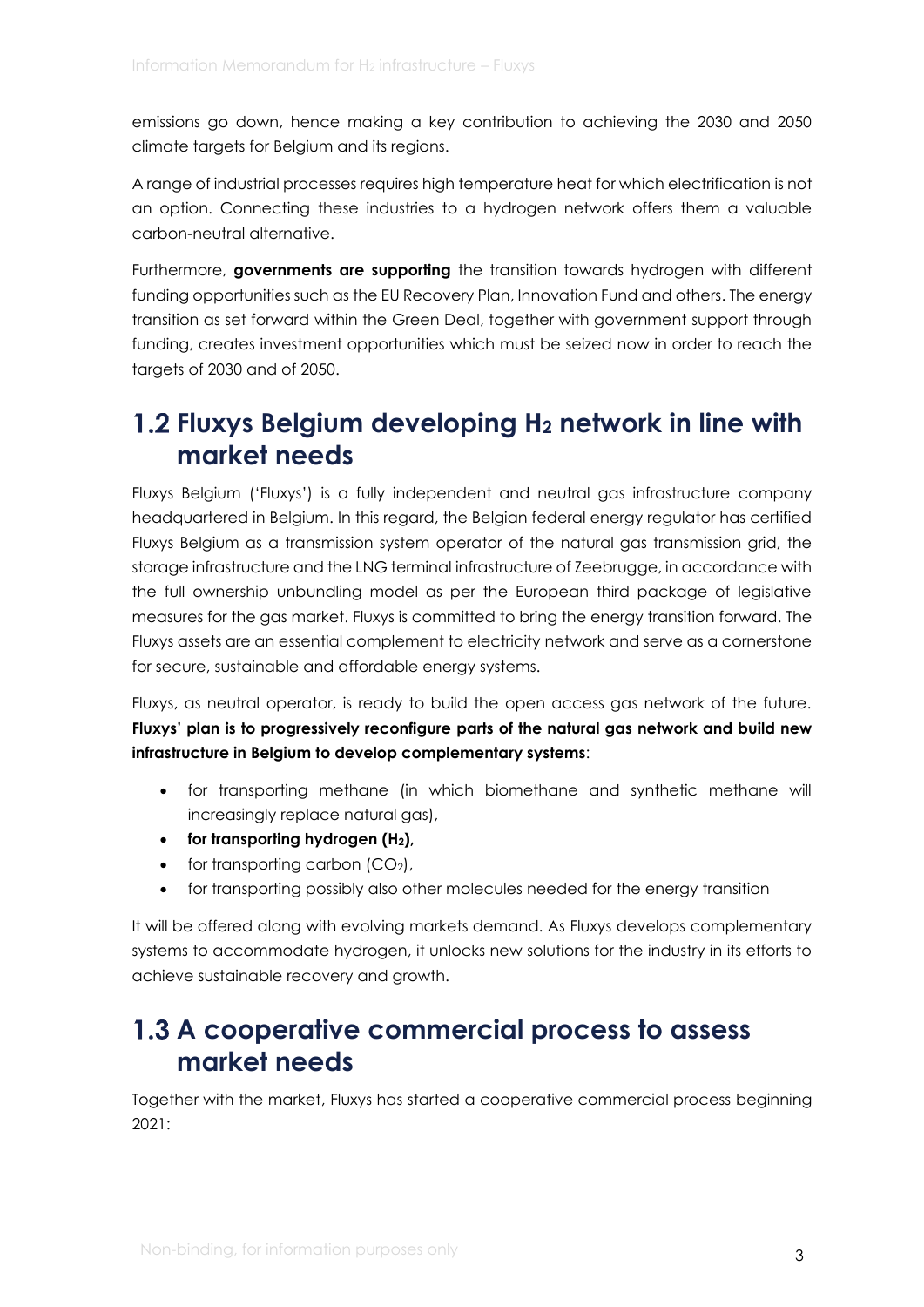emissions go down, hence making a key contribution to achieving the 2030 and 2050 climate targets for Belgium and its regions.

A range of industrial processes requires high temperature heat for which electrification is not an option. Connecting these industries to a hydrogen network offers them a valuable carbon-neutral alternative.

Furthermore, **governments are supporting** the transition towards hydrogen with different funding opportunities such as the EU Recovery Plan, Innovation Fund and others. The energy transition as set forward within the Green Deal, together with government support through funding, creates investment opportunities which must be seized now in order to reach the targets of 2030 and of 2050.

## 1.2 Fluxys Belgium developing $H_2$ network in line with market needs

Fluxys Belgium ('Fluxys') is a fully independent and neutral gas infrastructure company headquartered in Belgium. In this regard, the Belgian federal energy regulator has certified Fluxys Belgium as a transmission system operator of the natural gas transmission grid, the storage infrastructure and the LNG terminal infrastructure of Zeebrugge, in accordance with the full ownership unbundling model as per the European third package of legislative measures for the gas market. Fluxys is committed to bring the energy transition forward. The Fluxys assets are an essential complement to electricity network and serve as a cornerstone for secure, sustainable and affordable energy systems.

Fluxys, as neutral operator, is ready to build the open access gas network of the future. **Fluxys' plan is to progressively reconfigure parts of the natural gas network and build new infrastructure in Belgium to develop complementary systems**:

- for transporting methane (in which biomethane and synthetic methane will increasingly replace natural gas),
- **for transporting hydrogen ($H_2$),**
- for transporting carbon ($CO_2$),
- for transporting possibly also other molecules needed for the energy transition

It will be offered along with evolving markets demand. As Fluxys develops complementary systems to accommodate hydrogen, it unlocks new solutions for the industry in its efforts to achieve sustainable recovery and growth.

## 1.3 A cooperative commercial process to assess market needs

Together with the market, Fluxys has started a cooperative commercial process beginning 2021: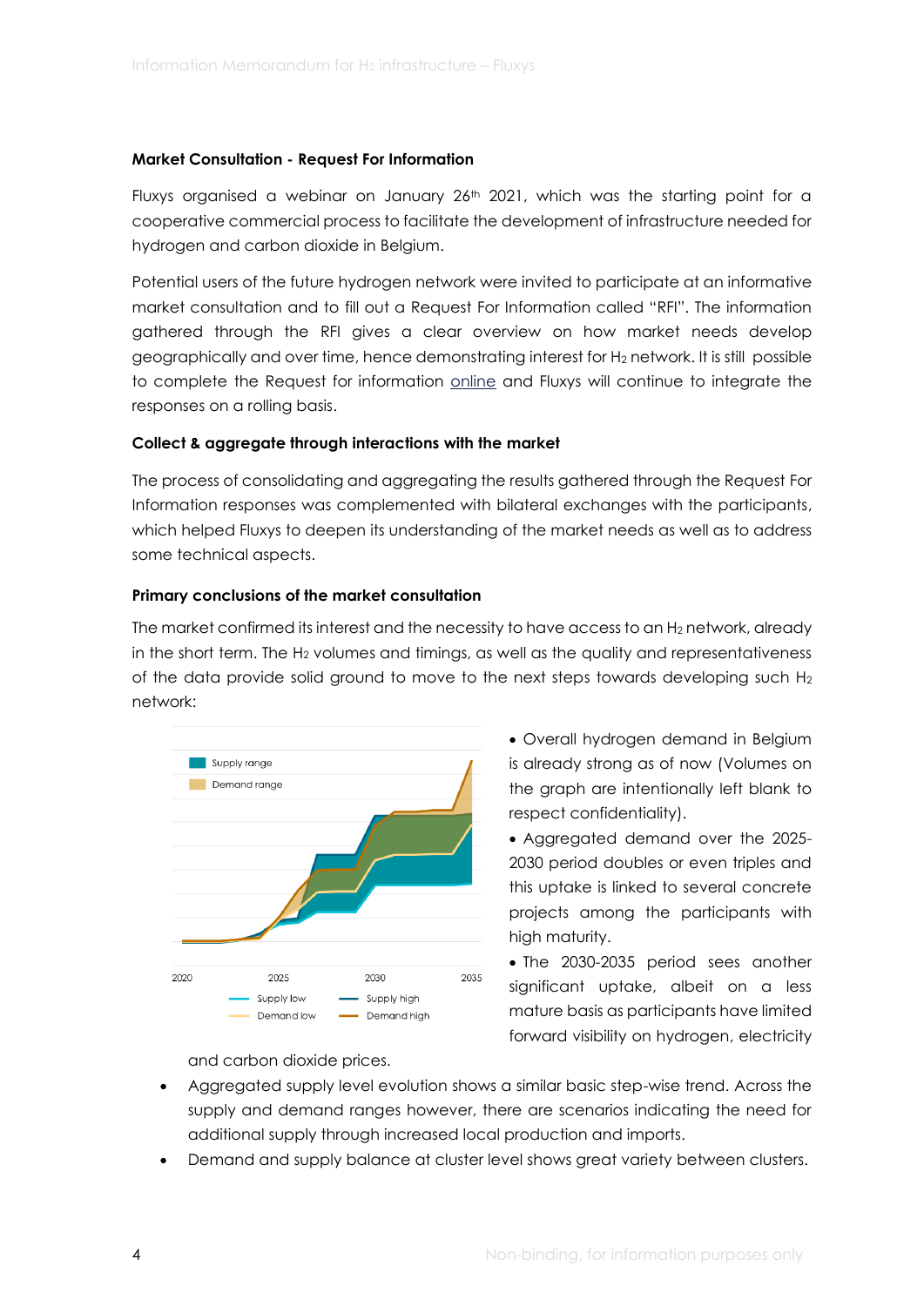**Market Consultation - Request For Information**

Fluxys organised a webinar on January 26th 2021, which was the starting point for a cooperative commercial process to facilitate the development of infrastructure needed for hydrogen and carbon dioxide in Belgium.

Potential users of the future hydrogen network were invited to participate at an informative market consultation and to fill out a Request For Information called "RFI". The information gathered through the RFI gives a clear overview on how market needs develop geographically and over time, hence demonstrating interest for $H_2$ network. It is still possible to complete the Request for information online and Fluxys will continue to integrate the responses on a rolling basis.

**Collect & aggregate through interactions with the market**

The process of consolidating and aggregating the results gathered through the Request For Information responses was complemented with bilateral exchanges with the participants, which helped Fluxys to deepen its understanding of the market needs as well as to address some technical aspects.

**Primary conclusions of the market consultation**

The market confirmed its interest and the necessity to have access to an $H_2$ network, already in the short term. The $H_2$ volumes and timings, as well as the quality and representativeness of the data provide solid ground to move to the next steps towards developing such $H_2$ network:

- Overall hydrogen demand in Belgium is already strong as of now (Volumes on the graph are intentionally left blank to respect confidentiality).
- Aggregated demand over the 2025-2030 period doubles or even triples and this uptake is linked to several concrete projects among the participants with high maturity.
- The 2030-2035 period sees another significant uptake, albeit on a less mature basis as participants have limited forward visibility on hydrogen, electricity and carbon dioxide prices.
- Aggregated supply level evolution shows a similar basic step-wise trend. Across the supply and demand ranges however, there are scenarios indicating the need for additional supply through increased local production and imports.
- Demand and supply balance at cluster level shows great variety between clusters.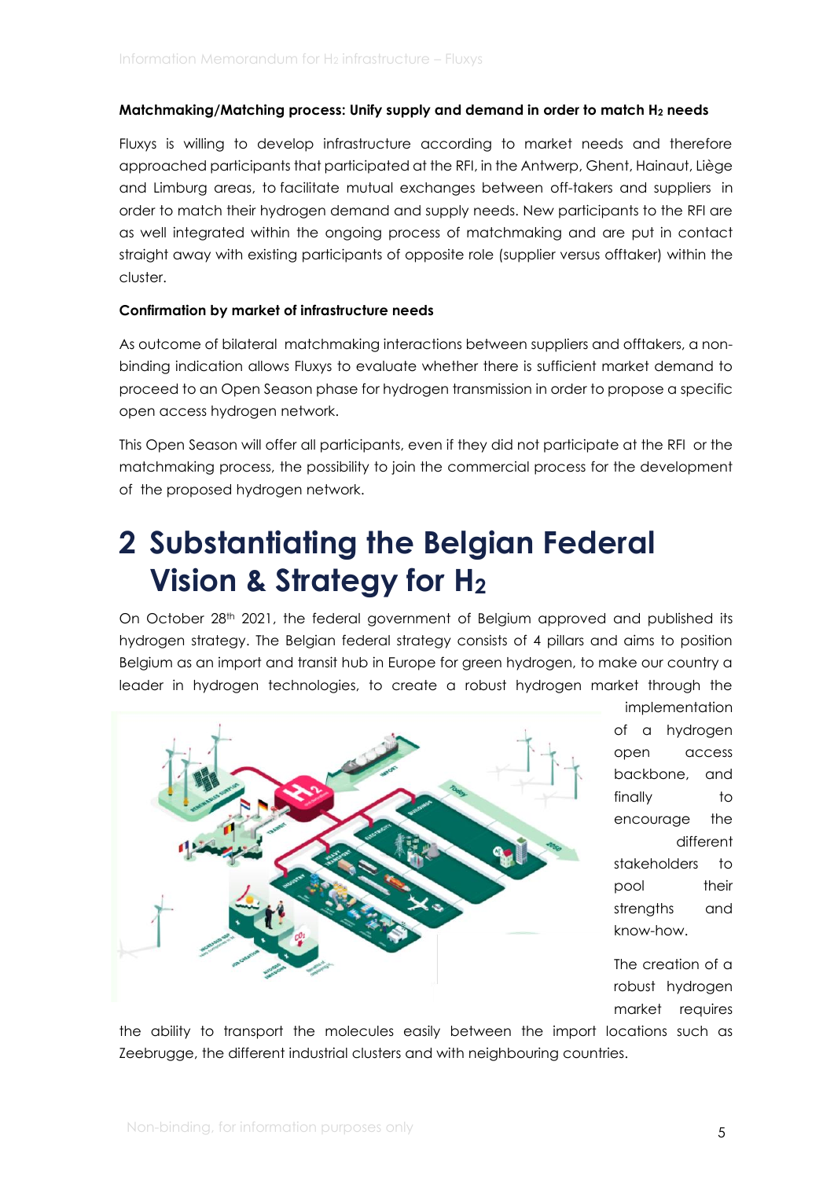**Matchmaking/Matching process: Unify supply and demand in order to match $H_2$ needs**

Fluxys is willing to develop infrastructure according to market needs and therefore approached participants that participated at the RFI, in the Antwerp, Ghent, Hainaut, Liège and Limburg areas, to facilitate mutual exchanges between off-takers and suppliers in order to match their hydrogen demand and supply needs. New participants to the RFI are as well integrated within the ongoing process of matchmaking and are put in contact straight away with existing participants of opposite role (supplier versus offtaker) within the cluster.

**Confirmation by market of infrastructure needs**

As outcome of bilateral matchmaking interactions between suppliers and offtakers, a non-binding indication allows Fluxys to evaluate whether there is sufficient market demand to proceed to an Open Season phase for hydrogen transmission in order to propose a specific open access hydrogen network.

This Open Season will offer all participants, even if they did not participate at the RFI or the matchmaking process, the possibility to join the commercial process for the development of the proposed hydrogen network.

# 2 Substantiating the Belgian Federal Vision & Strategy for $H_2$

On October 28th 2021, the federal government of Belgium approved and published its hydrogen strategy. The Belgian federal strategy consists of 4 pillars and aims to position Belgium as an import and transit hub in Europe for green hydrogen, to make our country a leader in hydrogen technologies, to create a robust hydrogen market through the implementation of a hydrogen open access backbone, and finally to encourage the different stakeholders to pool their strengths and know-how.

The creation of a robust hydrogen market requires the ability to transport the molecules easily between the import locations such as Zeebrugge, the different industrial clusters and with neighbouring countries.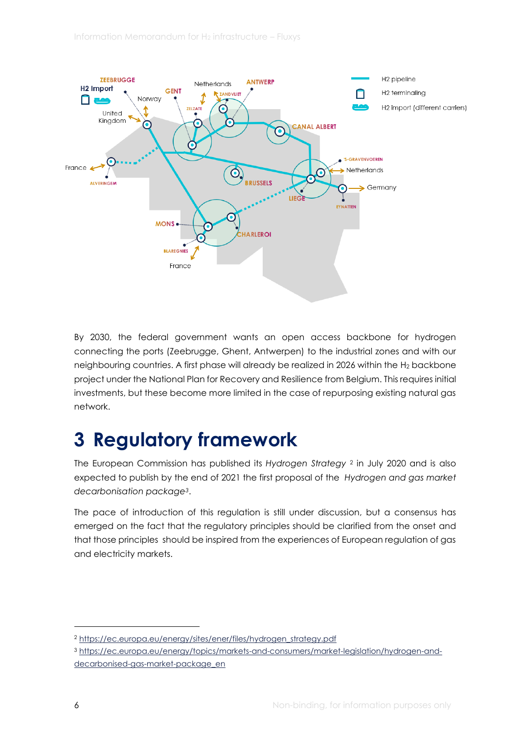By 2030, the federal government wants an open access backbone for hydrogen connecting the ports (Zeebrugge, Ghent, Antwerpen) to the industrial zones and with our neighbouring countries. A first phase will already be realized in 2026 within the $H_2$ backbone project under the National Plan for Recovery and Resilience from Belgium. This requires initial investments, but these become more limited in the case of repurposing existing natural gas network.

# 3 Regulatory framework

The European Commission has published its *Hydrogen Strategy* [2] in July 2020 and is also expected to publish by the end of 2021 the first proposal of the *Hydrogen and gas market decarbonisation package*[3].

The pace of introduction of this regulation is still under discussion, but a consensus has emerged on the fact that the regulatory principles should be clarified from the onset and that those principles should be inspired from the experiences of European regulation of gas and electricity markets.

---

[2] https://ec.europa.eu/energy/sites/ener/files/hydrogen_strategy.pdf

[3] https://ec.europa.eu/energy/topics/markets-and-consumers/market-legislation/hydrogen-and-decarbonised-gas-market-package_en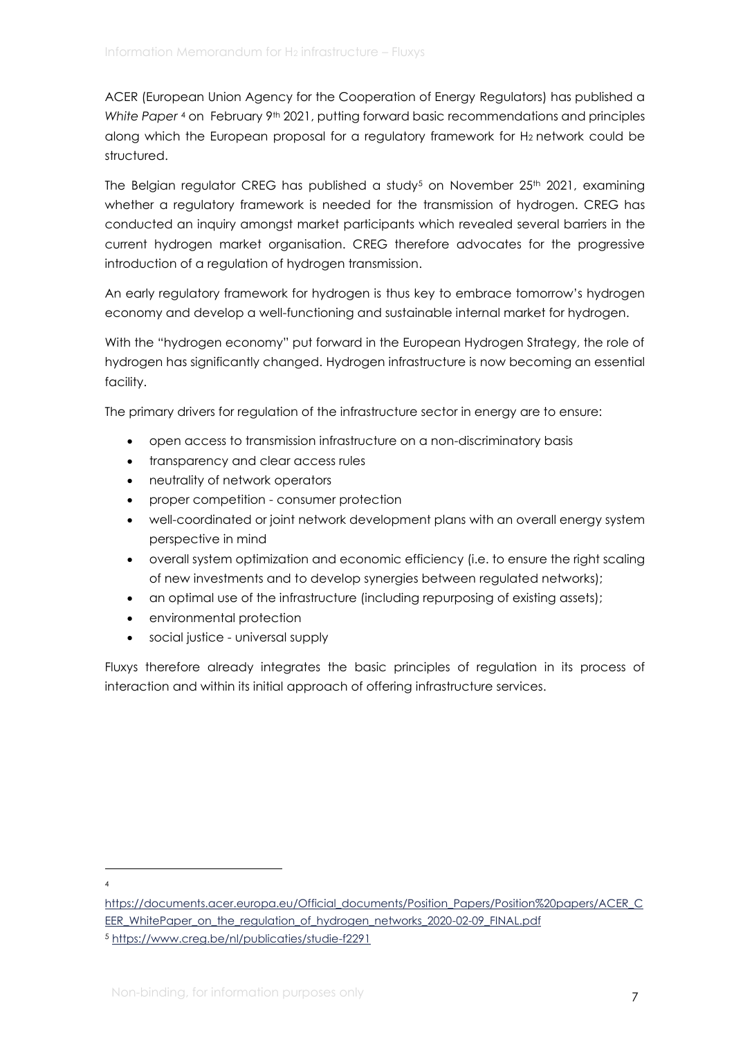ACER (European Union Agency for the Cooperation of Energy Regulators) has published a *White Paper* [4] on February 9th 2021, putting forward basic recommendations and principles along which the European proposal for a regulatory framework for $H_2$ network could be structured.

The Belgian regulator CREG has published a study[5] on November 25th 2021, examining whether a regulatory framework is needed for the transmission of hydrogen. CREG has conducted an inquiry amongst market participants which revealed several barriers in the current hydrogen market organisation. CREG therefore advocates for the progressive introduction of a regulation of hydrogen transmission.

An early regulatory framework for hydrogen is thus key to embrace tomorrow's hydrogen economy and develop a well-functioning and sustainable internal market for hydrogen.

With the "hydrogen economy" put forward in the European Hydrogen Strategy, the role of hydrogen has significantly changed. Hydrogen infrastructure is now becoming an essential facility.

The primary drivers for regulation of the infrastructure sector in energy are to ensure:

- open access to transmission infrastructure on a non-discriminatory basis
- transparency and clear access rules
- neutrality of network operators
- proper competition - consumer protection
- well-coordinated or joint network development plans with an overall energy system perspective in mind
- overall system optimization and economic efficiency (i.e. to ensure the right scaling of new investments and to develop synergies between regulated networks);
- an optimal use of the infrastructure (including repurposing of existing assets);
- environmental protection
- social justice - universal supply

Fluxys therefore already integrates the basic principles of regulation in its process of interaction and within its initial approach of offering infrastructure services.

---

[4] https://documents.acer.europa.eu/Official_documents/Position_Papers/Position%20papers/ACER_CEER_WhitePaper_on_the_regulation_of_hydrogen_networks_2020-02-09_FINAL.pdf

[5] https://www.creg.be/nl/publicaties/studie-f2291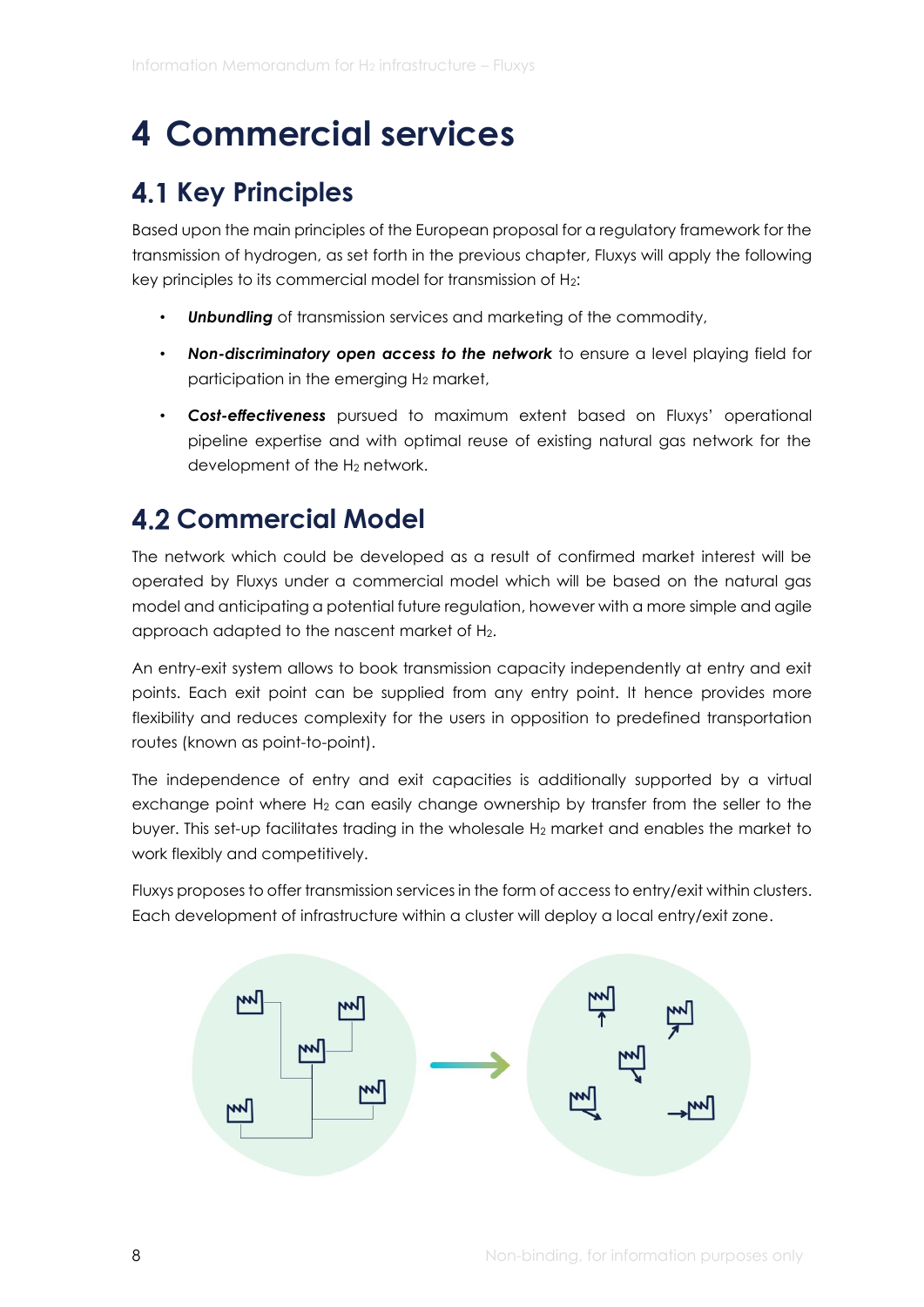# 4 Commercial services

## 4.1 Key Principles

Based upon the main principles of the European proposal for a regulatory framework for the transmission of hydrogen, as set forth in the previous chapter, Fluxys will apply the following key principles to its commercial model for transmission of $H_2$:

- ***Unbundling*** of transmission services and marketing of the commodity,
- ***Non-discriminatory open access to the network*** to ensure a level playing field for participation in the emerging $H_2$ market,
- ***Cost-effectiveness*** pursued to maximum extent based on Fluxys' operational pipeline expertise and with optimal reuse of existing natural gas network for the development of the $H_2$ network.

## 4.2 Commercial Model

The network which could be developed as a result of confirmed market interest will be operated by Fluxys under a commercial model which will be based on the natural gas model and anticipating a potential future regulation, however with a more simple and agile approach adapted to the nascent market of $H_2$.

An entry-exit system allows to book transmission capacity independently at entry and exit points. Each exit point can be supplied from any entry point. It hence provides more flexibility and reduces complexity for the users in opposition to predefined transportation routes (known as point-to-point).

The independence of entry and exit capacities is additionally supported by a virtual exchange point where $H_2$ can easily change ownership by transfer from the seller to the buyer. This set-up facilitates trading in the wholesale $H_2$ market and enables the market to work flexibly and competitively.

Fluxys proposes to offer transmission services in the form of access to entry/exit within clusters. Each development of infrastructure within a cluster will deploy a local entry/exit zone.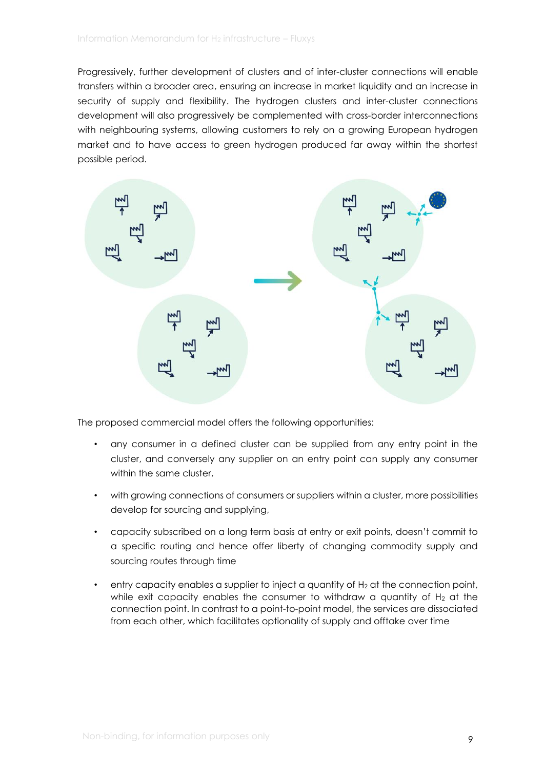Progressively, further development of clusters and of inter-cluster connections will enable transfers within a broader area, ensuring an increase in market liquidity and an increase in security of supply and flexibility. The hydrogen clusters and inter-cluster connections development will also progressively be complemented with cross-border interconnections with neighbouring systems, allowing customers to rely on a growing European hydrogen market and to have access to green hydrogen produced far away within the shortest possible period.

The proposed commercial model offers the following opportunities:

- any consumer in a defined cluster can be supplied from any entry point in the cluster, and conversely any supplier on an entry point can supply any consumer within the same cluster,
- with growing connections of consumers or suppliers within a cluster, more possibilities develop for sourcing and supplying,
- capacity subscribed on a long term basis at entry or exit points, doesn't commit to a specific routing and hence offer liberty of changing commodity supply and sourcing routes through time
- entry capacity enables a supplier to inject a quantity of $H_2$ at the connection point, while exit capacity enables the consumer to withdraw a quantity of $H_2$ at the connection point. In contrast to a point-to-point model, the services are dissociated from each other, which facilitates optionality of supply and offtake over time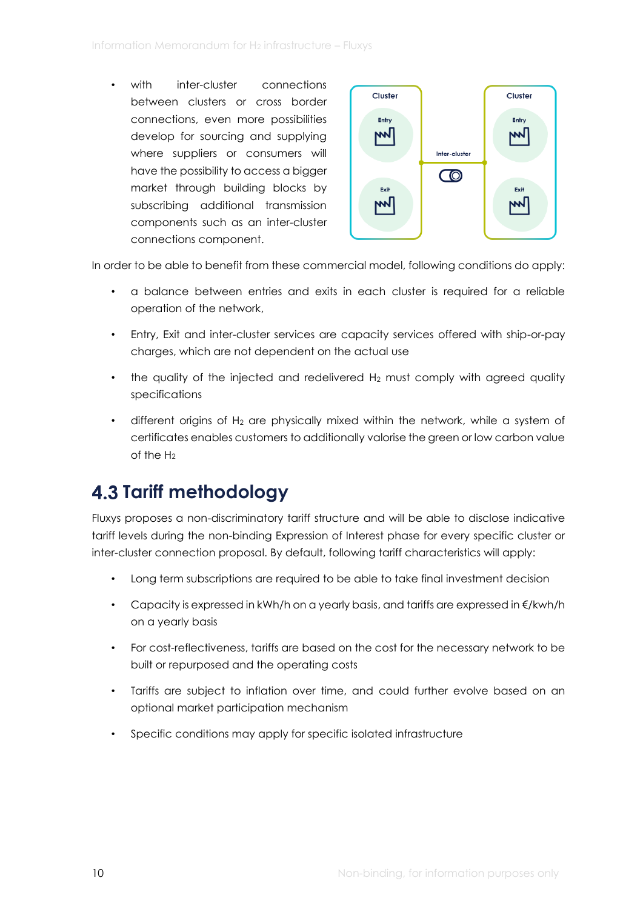- with inter-cluster connections between clusters or cross border connections, even more possibilities develop for sourcing and supplying where suppliers or consumers will have the possibility to access a bigger market through building blocks by subscribing additional transmission components such as an inter-cluster connections component.

In order to be able to benefit from these commercial model, following conditions do apply:

- a balance between entries and exits in each cluster is required for a reliable operation of the network,
- Entry, Exit and inter-cluster services are capacity services offered with ship-or-pay charges, which are not dependent on the actual use
- the quality of the injected and redelivered $H_2$ must comply with agreed quality specifications
- different origins of $H_2$ are physically mixed within the network, while a system of certificates enables customers to additionally valorise the green or low carbon value of the $H_2$

## 4.3 Tariff methodology

Fluxys proposes a non-discriminatory tariff structure and will be able to disclose indicative tariff levels during the non-binding Expression of Interest phase for every specific cluster or inter-cluster connection proposal. By default, following tariff characteristics will apply:

- Long term subscriptions are required to be able to take final investment decision
- Capacity is expressed in kWh/h on a yearly basis, and tariffs are expressed in €/kwh/h on a yearly basis
- For cost-reflectiveness, tariffs are based on the cost for the necessary network to be built or repurposed and the operating costs
- Tariffs are subject to inflation over time, and could further evolve based on an optional market participation mechanism
- Specific conditions may apply for specific isolated infrastructure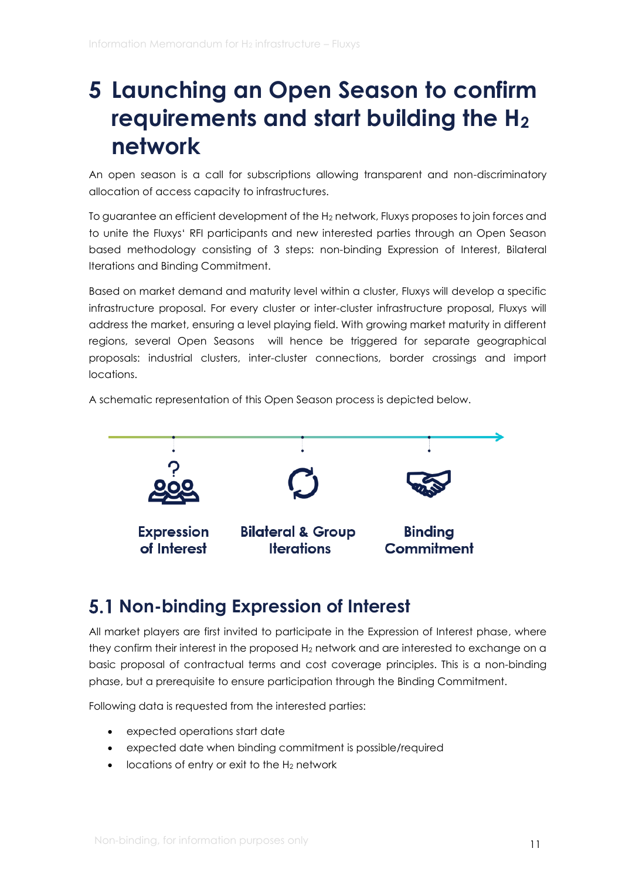# 5 Launching an Open Season to confirm requirements and start building the $H_2$ network

An open season is a call for subscriptions allowing transparent and non-discriminatory allocation of access capacity to infrastructures.

To guarantee an efficient development of the $H_2$ network, Fluxys proposes to join forces and to unite the Fluxys' RFI participants and new interested parties through an Open Season based methodology consisting of 3 steps: non-binding Expression of Interest, Bilateral Iterations and Binding Commitment.

Based on market demand and maturity level within a cluster, Fluxys will develop a specific infrastructure proposal. For every cluster or inter-cluster infrastructure proposal, Fluxys will address the market, ensuring a level playing field. With growing market maturity in different regions, several Open Seasons will hence be triggered for separate geographical proposals: industrial clusters, inter-cluster connections, border crossings and import locations.

A schematic representation of this Open Season process is depicted below.

Expression of Interest → Bilateral & Group Iterations → Binding Commitment

## 5.1 Non-binding Expression of Interest

All market players are first invited to participate in the Expression of Interest phase, where they confirm their interest in the proposed $H_2$ network and are interested to exchange on a basic proposal of contractual terms and cost coverage principles. This is a non-binding phase, but a prerequisite to ensure participation through the Binding Commitment.

Following data is requested from the interested parties:

- expected operations start date
- expected date when binding commitment is possible/required
- locations of entry or exit to the $H_2$ network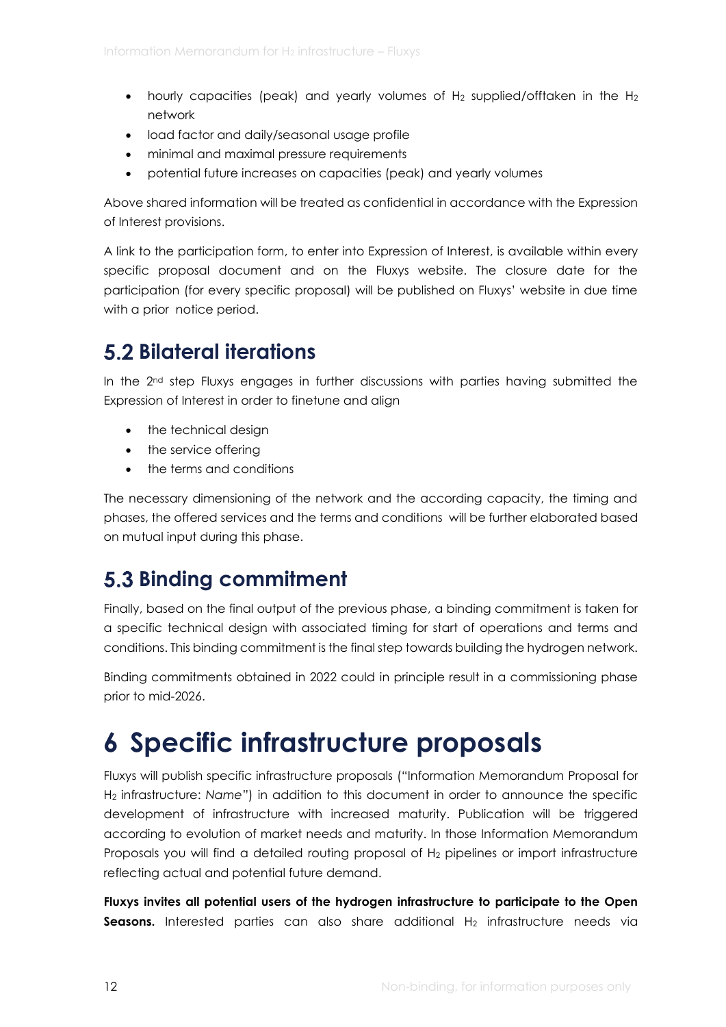- hourly capacities (peak) and yearly volumes of $H_2$ supplied/offtaken in the $H_2$ network
- load factor and daily/seasonal usage profile
- minimal and maximal pressure requirements
- potential future increases on capacities (peak) and yearly volumes

Above shared information will be treated as confidential in accordance with the Expression of Interest provisions.

A link to the participation form, to enter into Expression of Interest, is available within every specific proposal document and on the Fluxys website. The closure date for the participation (for every specific proposal) will be published on Fluxys' website in due time with a prior notice period.

## 5.2 Bilateral iterations

In the 2nd step Fluxys engages in further discussions with parties having submitted the Expression of Interest in order to finetune and align

- the technical design
- the service offering
- the terms and conditions

The necessary dimensioning of the network and the according capacity, the timing and phases, the offered services and the terms and conditions will be further elaborated based on mutual input during this phase.

## 5.3 Binding commitment

Finally, based on the final output of the previous phase, a binding commitment is taken for a specific technical design with associated timing for start of operations and terms and conditions. This binding commitment is the final step towards building the hydrogen network.

Binding commitments obtained in 2022 could in principle result in a commissioning phase prior to mid-2026.

# 6 Specific infrastructure proposals

Fluxys will publish specific infrastructure proposals ("Information Memorandum Proposal for $H_2$ infrastructure: *Name*") in addition to this document in order to announce the specific development of infrastructure with increased maturity. Publication will be triggered according to evolution of market needs and maturity. In those Information Memorandum Proposals you will find a detailed routing proposal of $H_2$ pipelines or import infrastructure reflecting actual and potential future demand.

**Fluxys invites all potential users of the hydrogen infrastructure to participate to the Open Seasons.** Interested parties can also share additional $H_2$ infrastructure needs via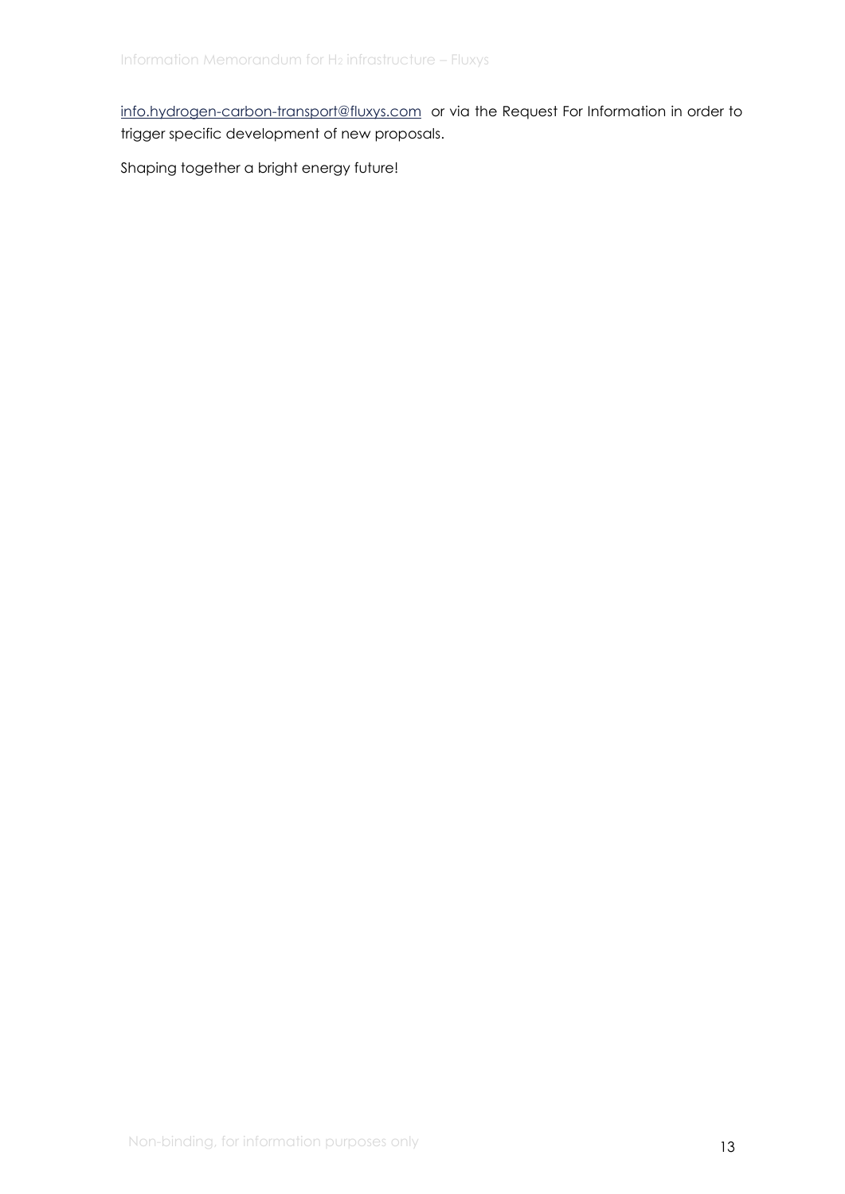info.hydrogen-carbon-transport@fluxys.com or via the Request For Information in order to trigger specific development of new proposals.

Shaping together a bright energy future!